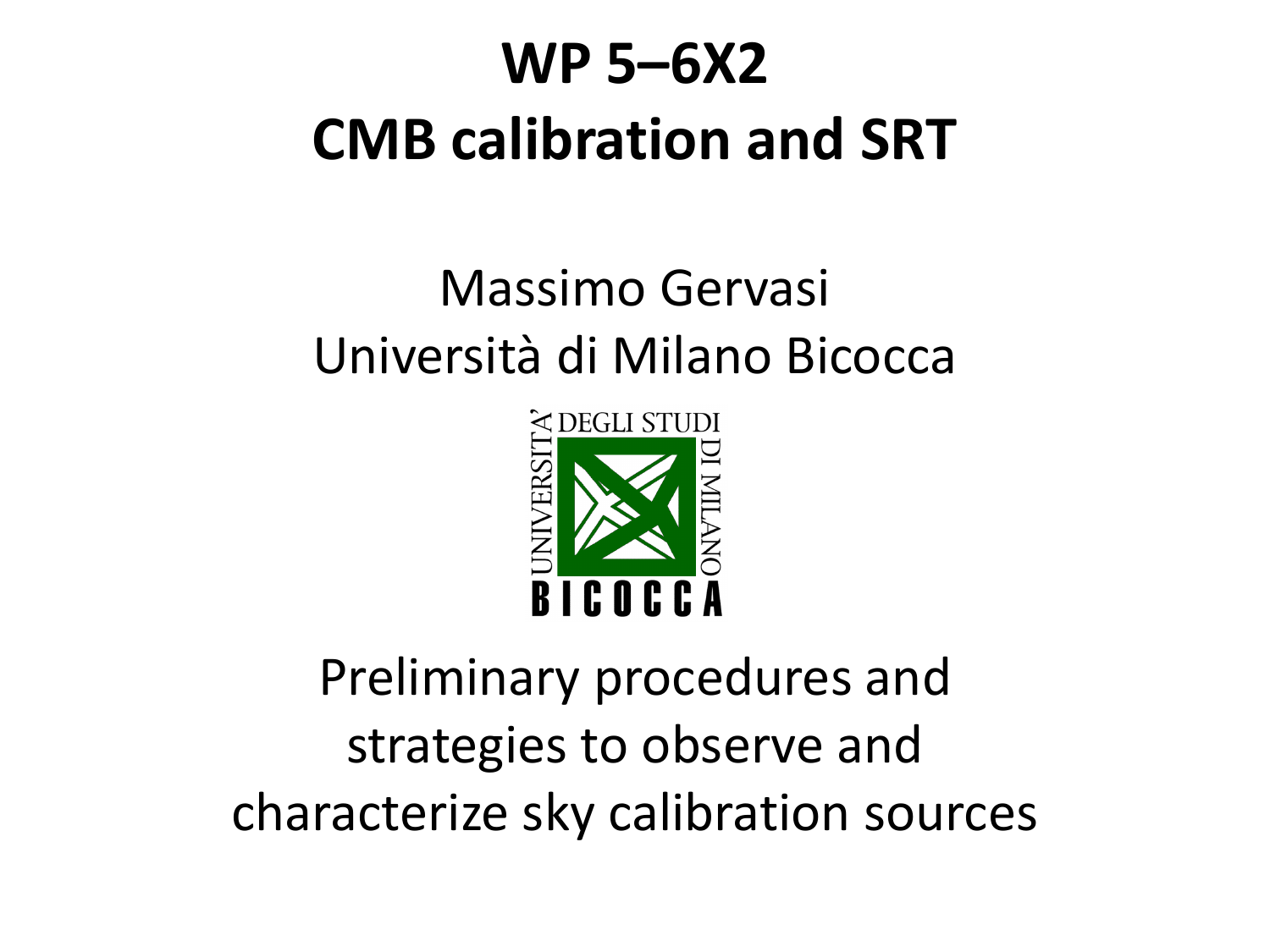# WP 5–6X2
# CMB calibration and SRT

Massimo Gervasi
Università di Milano Bicocca

Preliminary procedures and strategies to observe and characterize sky calibration sources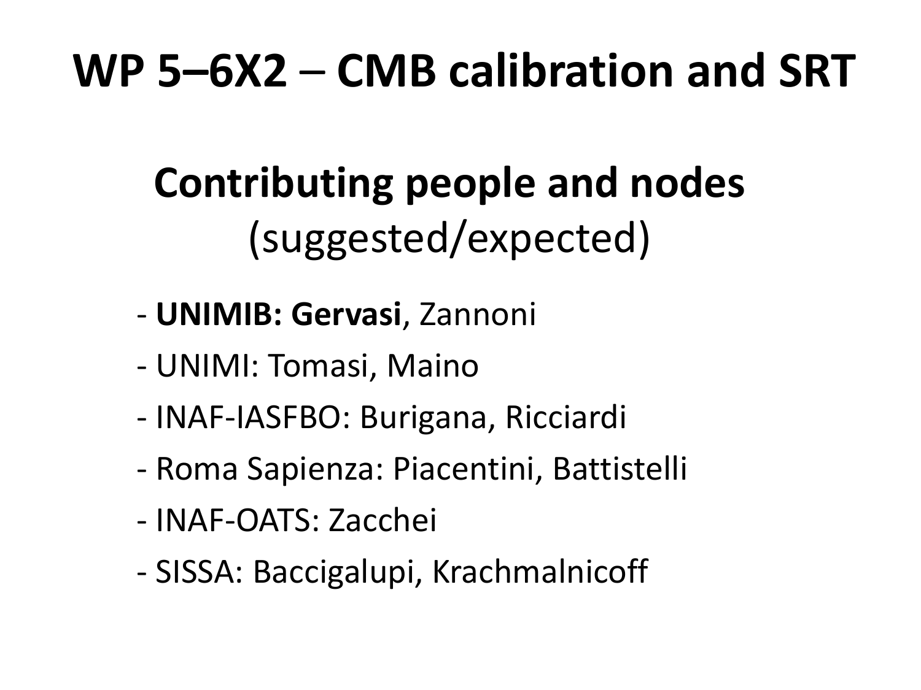# WP 5–6X2 – CMB calibration and SRT

## Contributing people and nodes
(suggested/expected)

- **UNIMIB: Gervasi**, Zannoni
- UNIMI: Tomasi, Maino
- INAF-IASFBO: Burigana, Ricciardi
- Roma Sapienza: Piacentini, Battistelli
- INAF-OATS: Zacchei
- SISSA: Baccigalupi, Krachmalnicoff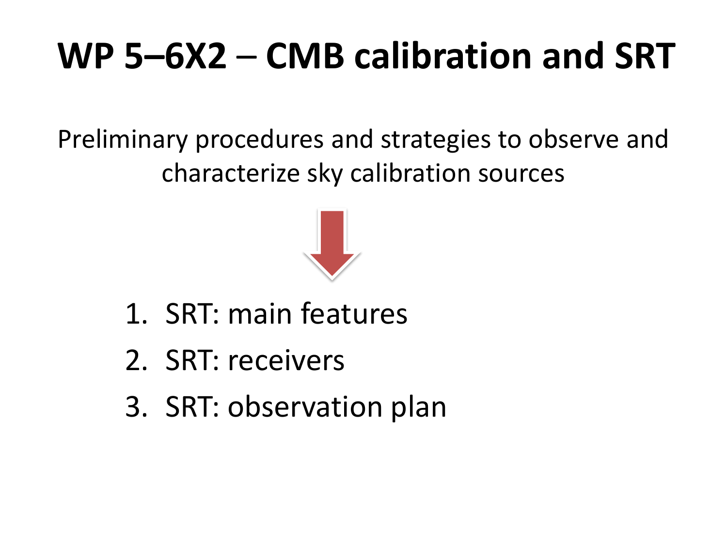# WP 5–6X2 – CMB calibration and SRT

Preliminary procedures and strategies to observe and characterize sky calibration sources

1. SRT: main features
2. SRT: receivers
3. SRT: observation plan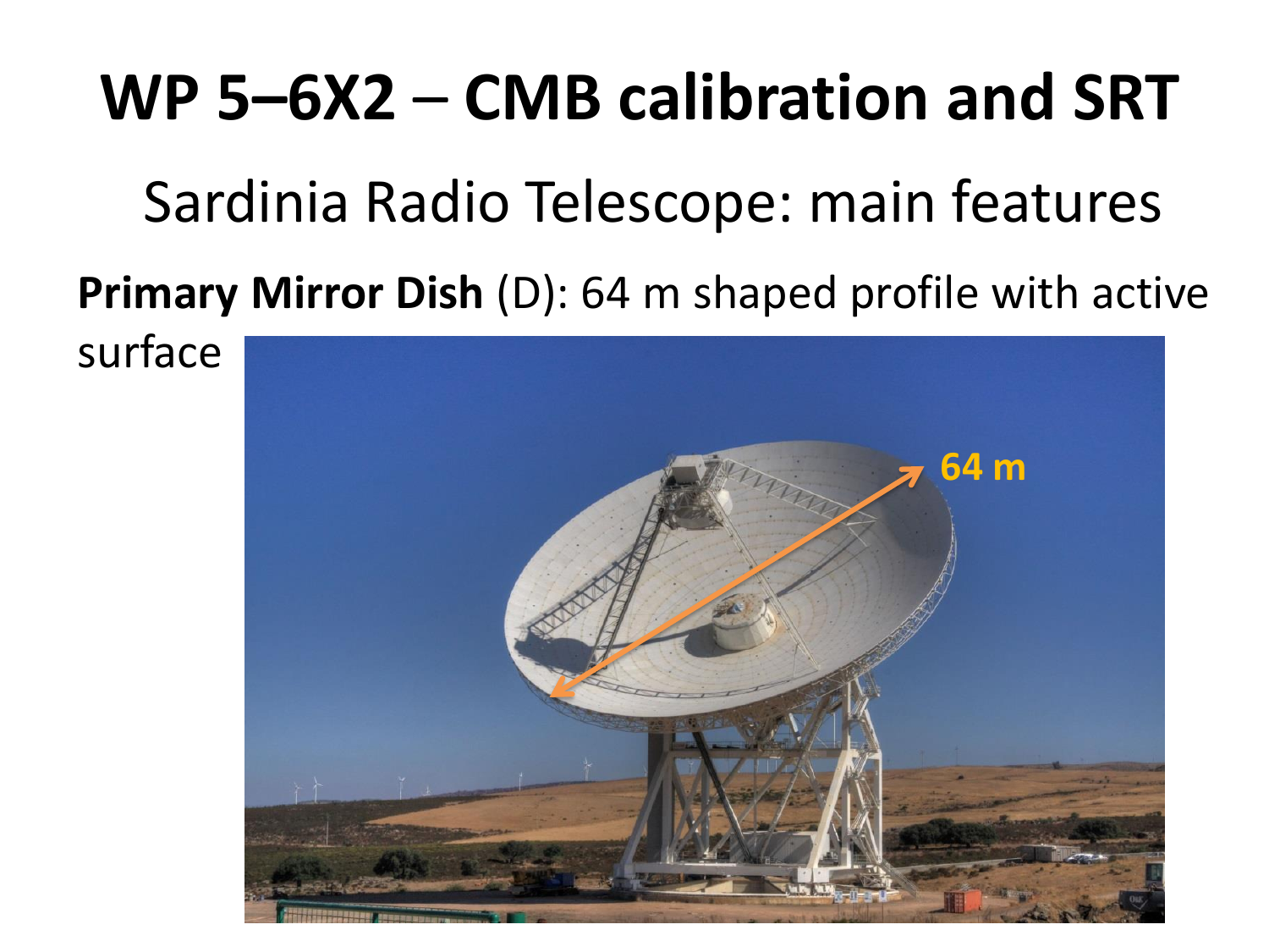# WP 5–6X2 – CMB calibration and SRT

## Sardinia Radio Telescope: main features

**Primary Mirror Dish** (D): 64 m shaped profile with active surface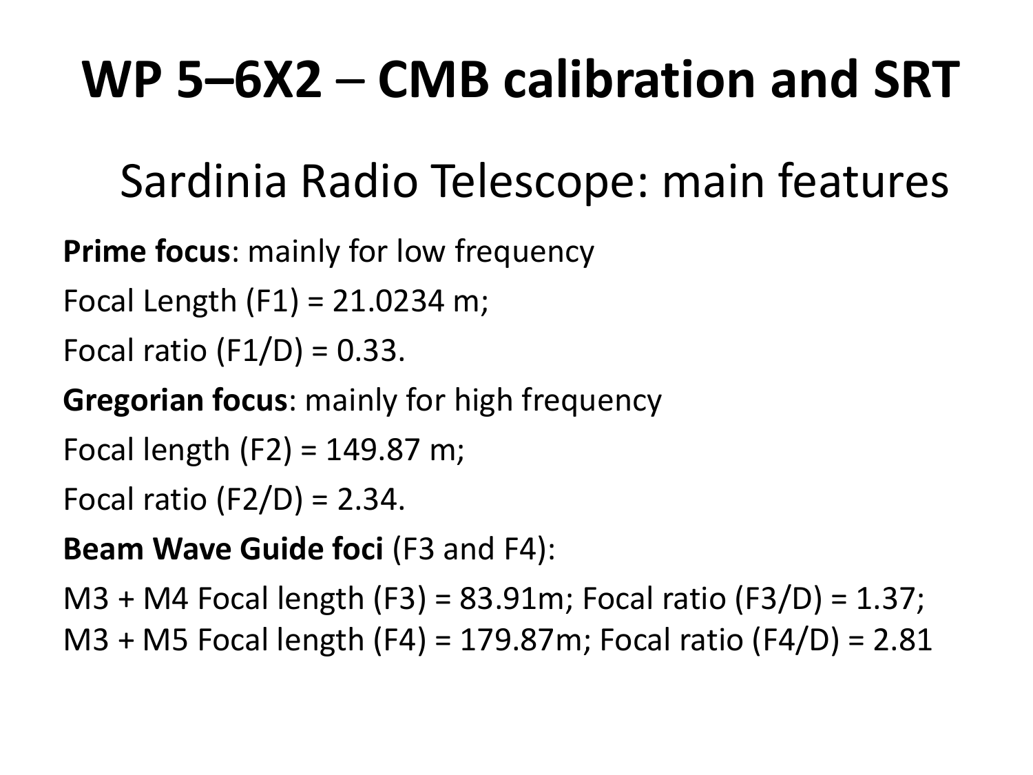# WP 5–6X2 – CMB calibration and SRT

## Sardinia Radio Telescope: main features

**Prime focus**: mainly for low frequency

Focal Length (F1) = 21.0234 m;

Focal ratio (F1/D) = 0.33.

**Gregorian focus**: mainly for high frequency

Focal length (F2) = 149.87 m;

Focal ratio (F2/D) = 2.34.

**Beam Wave Guide foci** (F3 and F4):

M3 + M4 Focal length (F3) = 83.91m; Focal ratio (F3/D) = 1.37;
M3 + M5 Focal length (F4) = 179.87m; Focal ratio (F4/D) = 2.81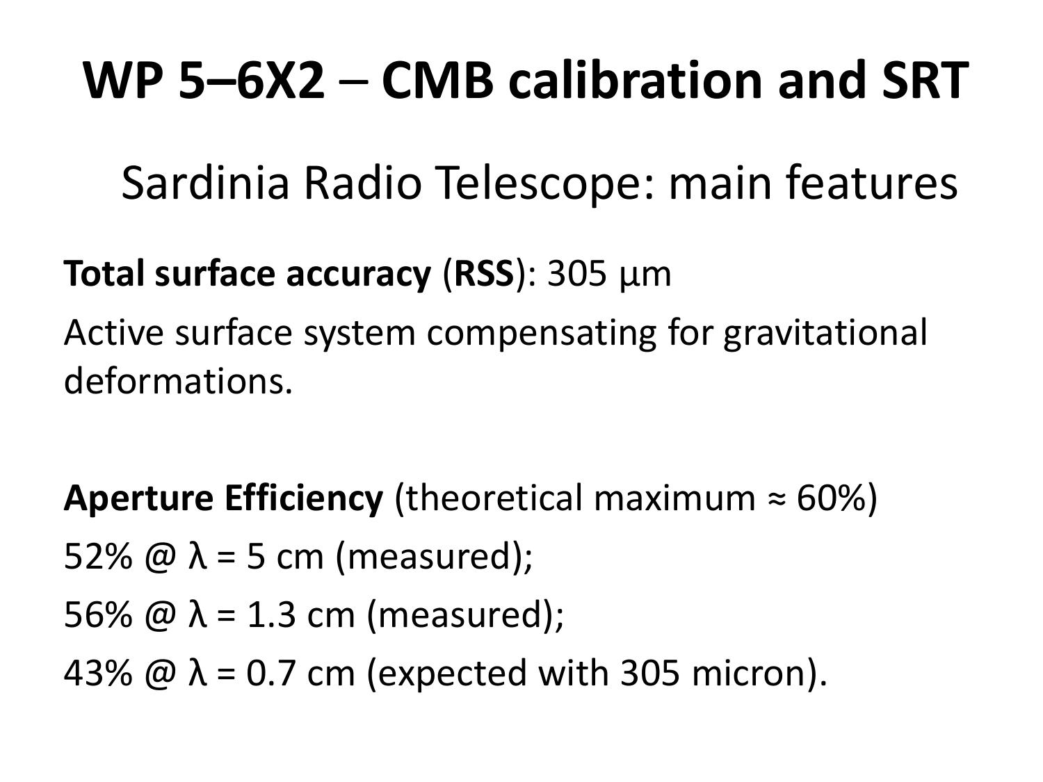# WP 5–6X2 – CMB calibration and SRT

## Sardinia Radio Telescope: main features

**Total surface accuracy** (**RSS**): 305 μm

Active surface system compensating for gravitational deformations.

**Aperture Efficiency** (theoretical maximum ≈ 60%)

52% @ $\lambda$ = 5 cm (measured);

56% @ $\lambda$ = 1.3 cm (measured);

43% @ $\lambda$ = 0.7 cm (expected with 305 micron).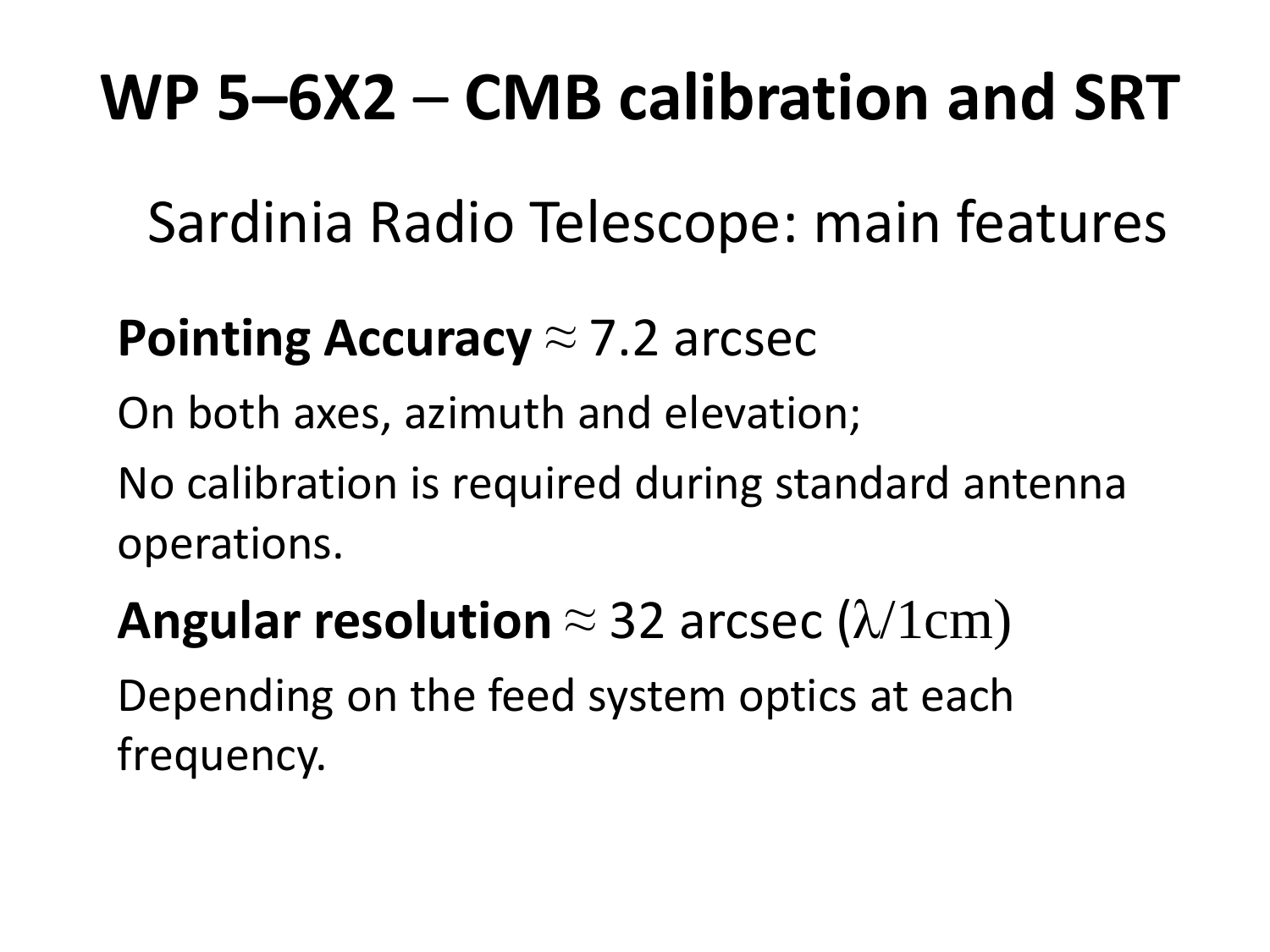# WP 5–6X2 – CMB calibration and SRT

## Sardinia Radio Telescope: main features

**Pointing Accuracy** $\approx$ 7.2 arcsec

On both axes, azimuth and elevation;

No calibration is required during standard antenna operations.

**Angular resolution** $\approx$ 32 arcsec ($\lambda/1\text{cm}$)

Depending on the feed system optics at each frequency.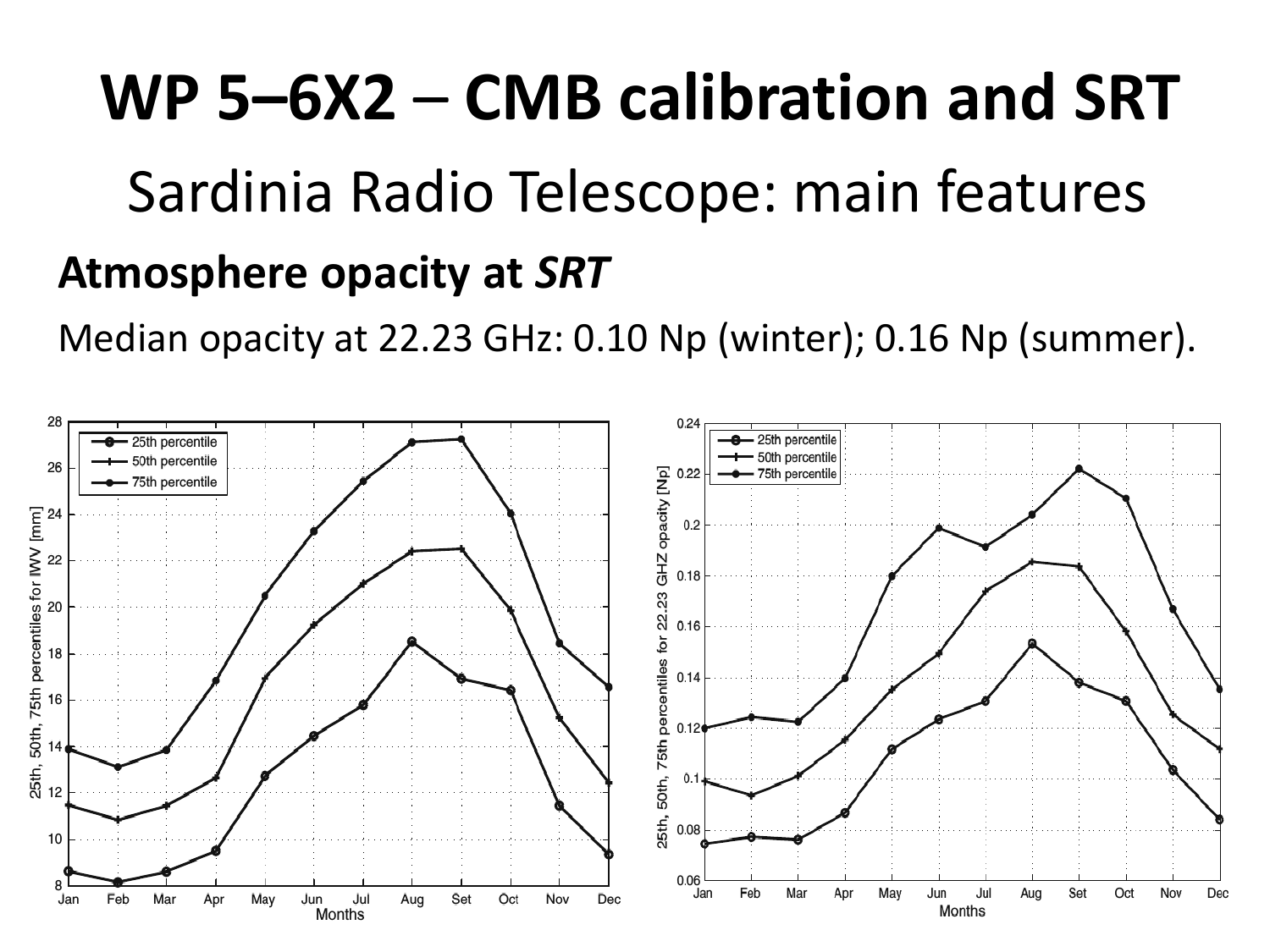# WP 5–6X2 – CMB calibration and SRT

## Sardinia Radio Telescope: main features

### Atmosphere opacity at *SRT*

Median opacity at 22.23 GHz: 0.10 Np (winter); 0.16 Np (summer).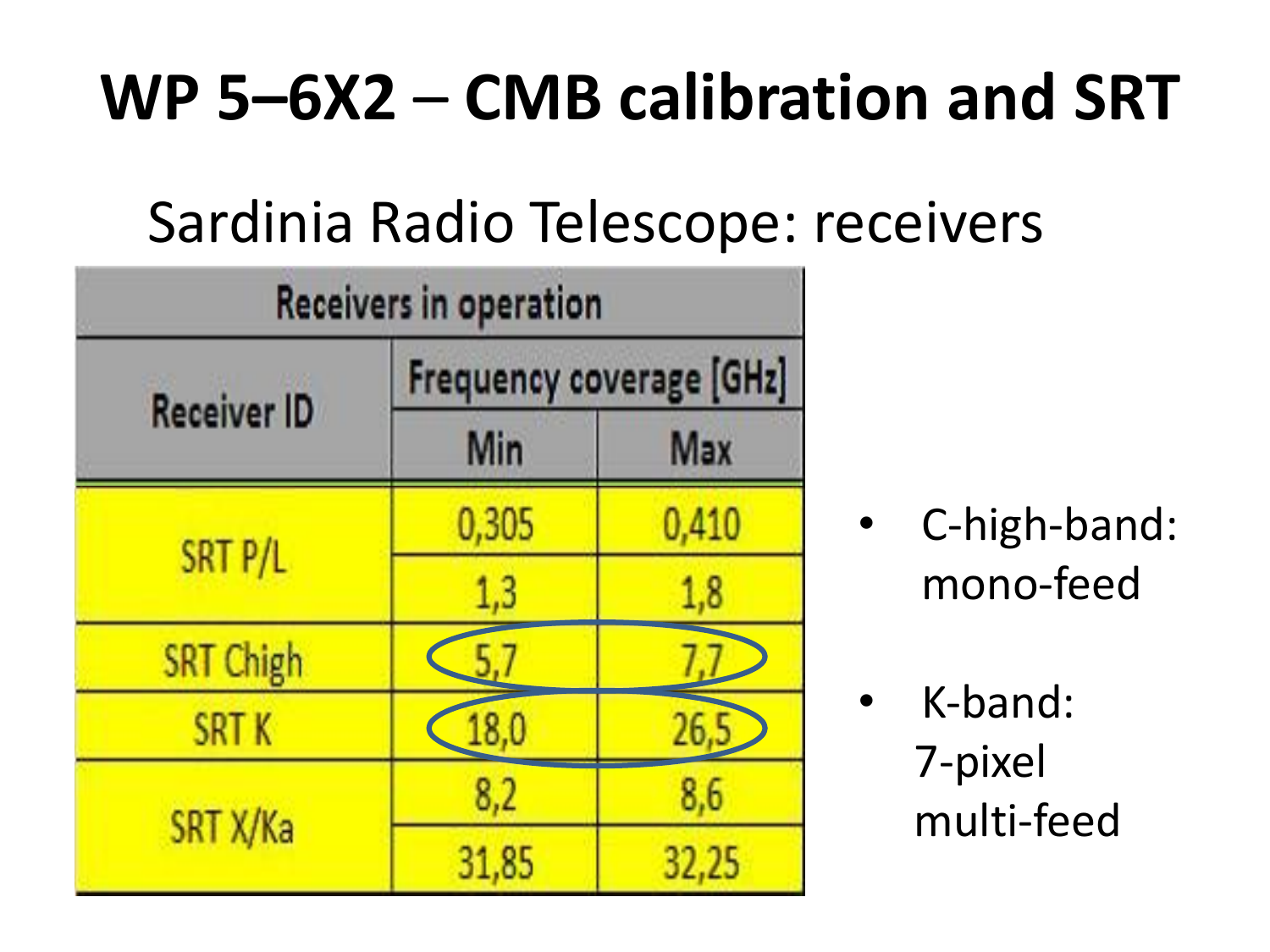# WP 5–6X2 – CMB calibration and SRT

## Sardinia Radio Telescope: receivers

| Receivers in operation | | |
|---|---|---|
| Receiver ID | Frequency coverage [GHz] | |
| | Min | Max |
| SRT P/L | 0,305 | 0,410 |
| | 1,3 | 1,8 |
| SRT Chigh | 5,7 | 7,7 |
| SRT K | 18,0 | 26,5 |
| SRT X/Ka | 8,2 | 8,6 |
| | 31,85 | 32,25 |

- C-high-band: mono-feed
- K-band: 7-pixel multi-feed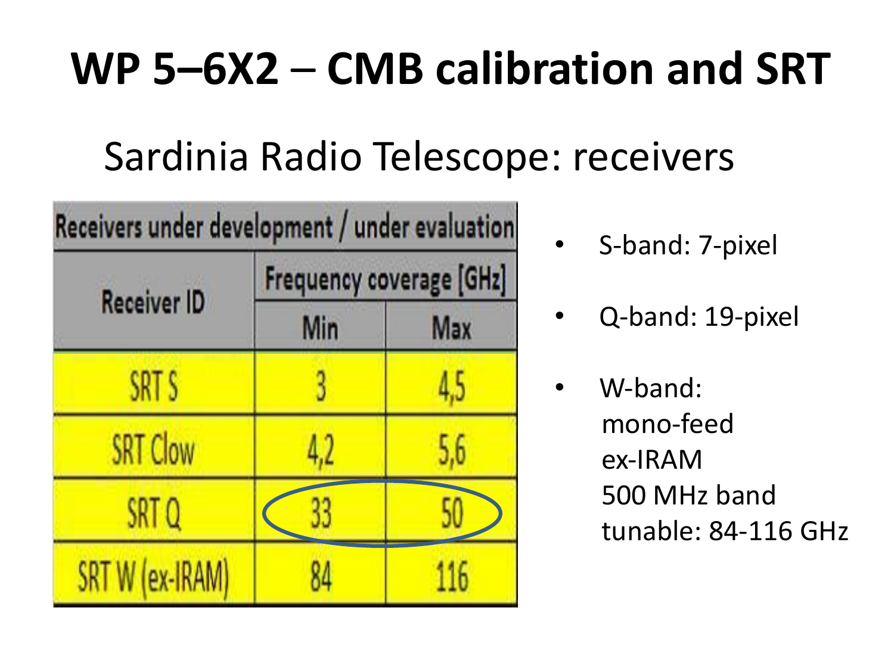# WP 5–6X2 – CMB calibration and SRT

## Sardinia Radio Telescope: receivers

| Receivers under development / under evaluation | | |
|---|---|---|
| Receiver ID | Frequency coverage [GHz] | |
| | Min | Max |
| SRT S | 3 | 4,5 |
| SRT Clow | 4,2 | 5,6 |
| SRT Q | 33 | 50 |
| SRT W (ex-IRAM) | 84 | 116 |

- S-band: 7-pixel
- Q-band: 19-pixel
- W-band:
  mono-feed
  ex-IRAM
  500 MHz band
  tunable: 84-116 GHz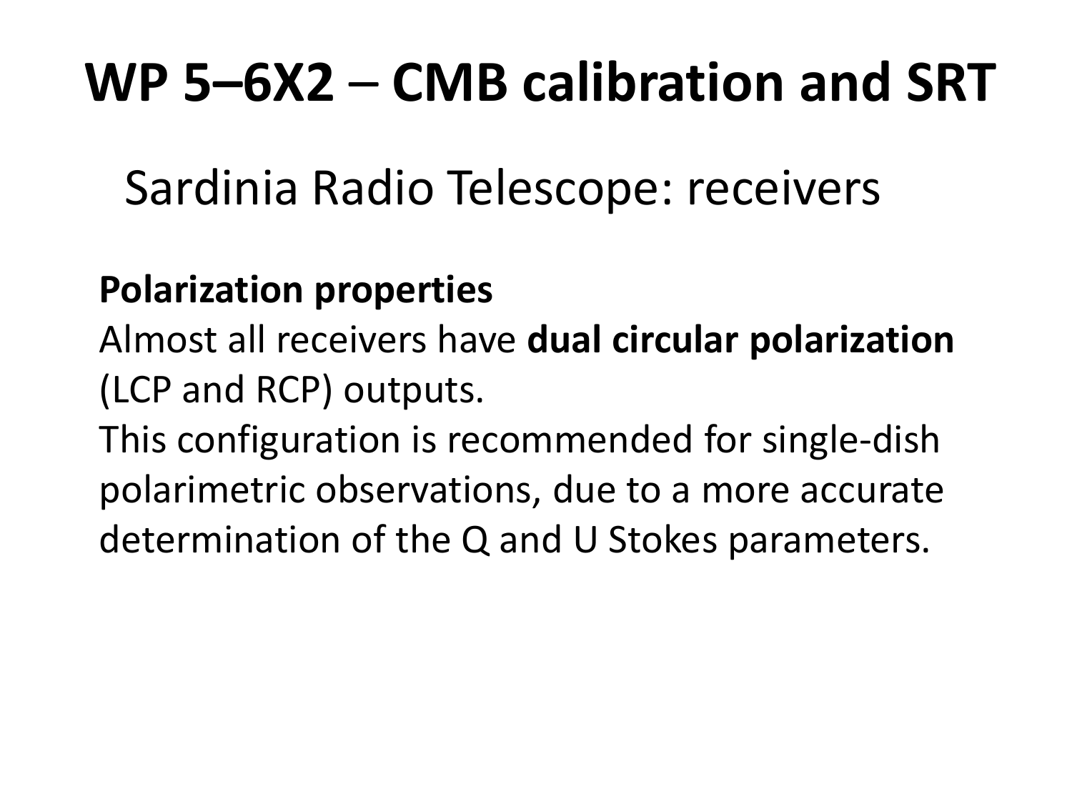# WP 5–6X2 – CMB calibration and SRT

## Sardinia Radio Telescope: receivers

**Polarization properties**

Almost all receivers have **dual circular polarization** (LCP and RCP) outputs.

This configuration is recommended for single-dish polarimetric observations, due to a more accurate determination of the Q and U Stokes parameters.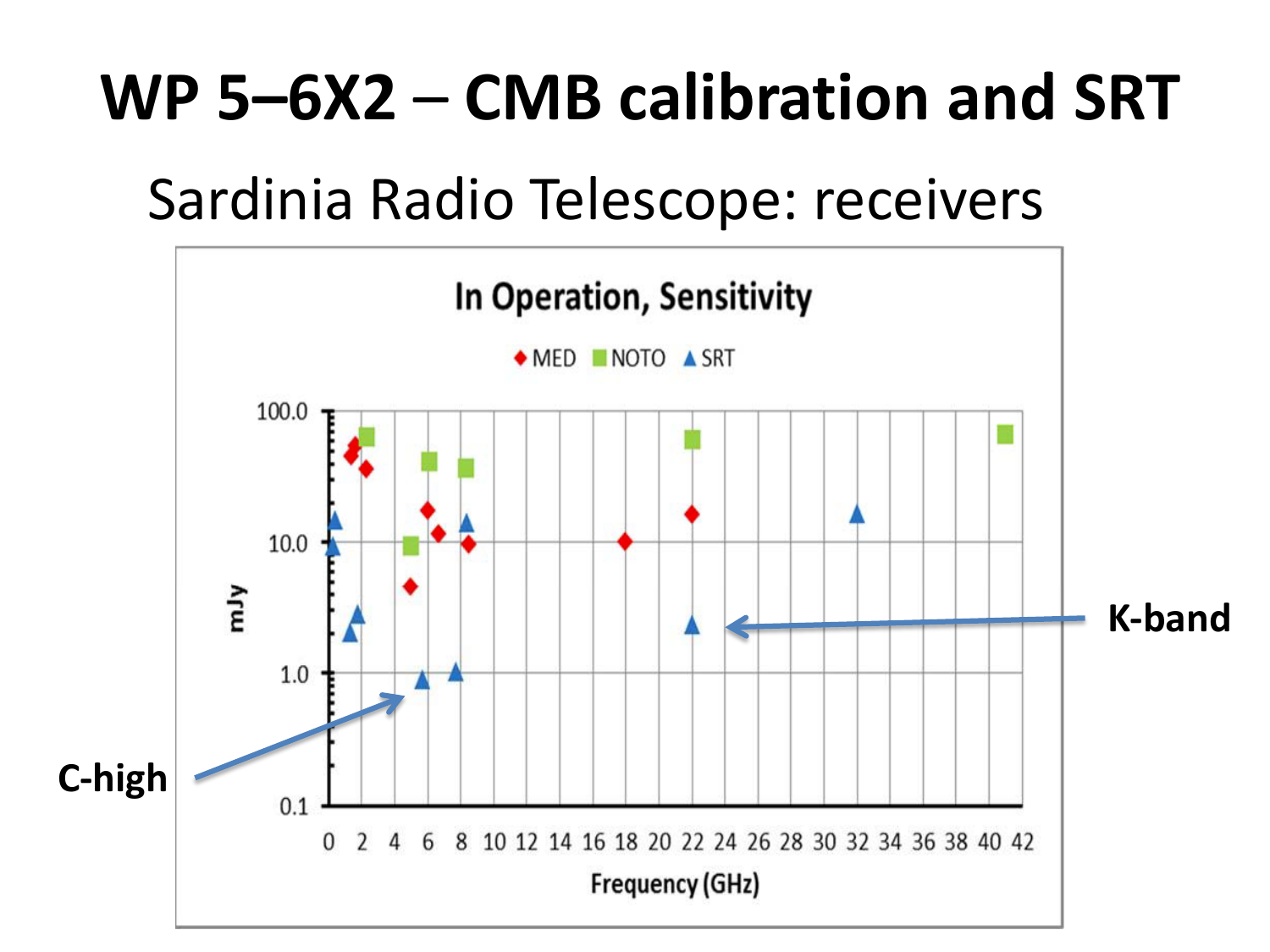# WP 5–6X2 – CMB calibration and SRT

## Sardinia Radio Telescope: receivers

**In Operation, Sensitivity**

MED NOTO SRT

mJy

Frequency (GHz)

K-band

C-high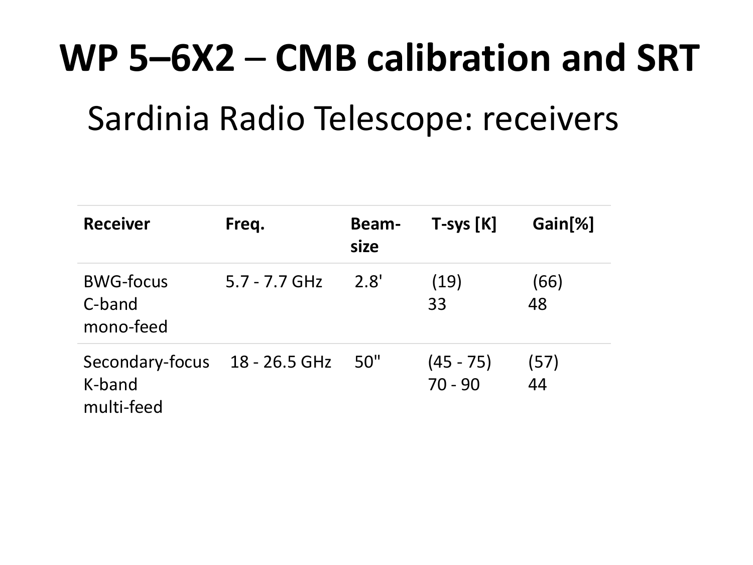# WP 5–6X2 – CMB calibration and SRT

## Sardinia Radio Telescope: receivers

| Receiver | Freq. | Beam-size | T-sys [K] | Gain[%] |
|---|---|---|---|---|
| BWG-focus C-band mono-feed | 5.7 - 7.7 GHz | 2.8' | (19) 33 | (66) 48 |
| Secondary-focus K-band multi-feed | 18 - 26.5 GHz | 50" | (45 - 75) 70 - 90 | (57) 44 |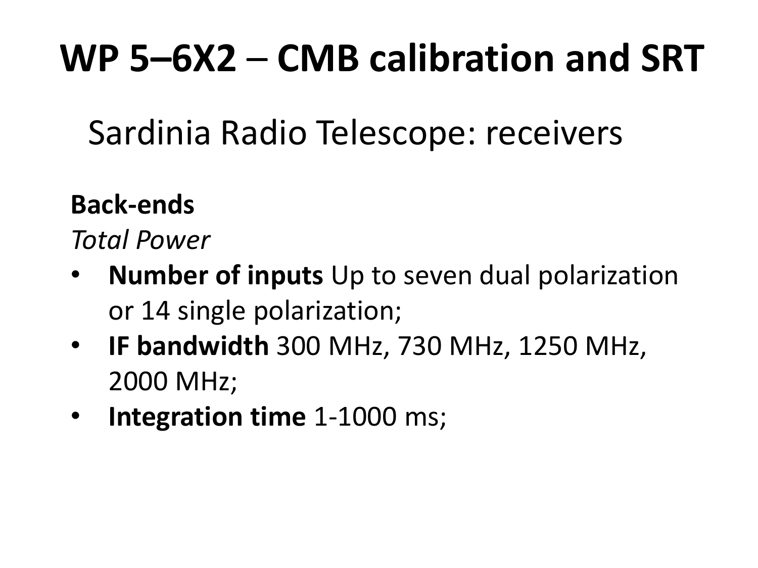# WP 5–6X2 – CMB calibration and SRT

## Sardinia Radio Telescope: receivers

**Back-ends**

*Total Power*

- **Number of inputs** Up to seven dual polarization or 14 single polarization;
- **IF bandwidth** 300 MHz, 730 MHz, 1250 MHz, 2000 MHz;
- **Integration time** 1-1000 ms;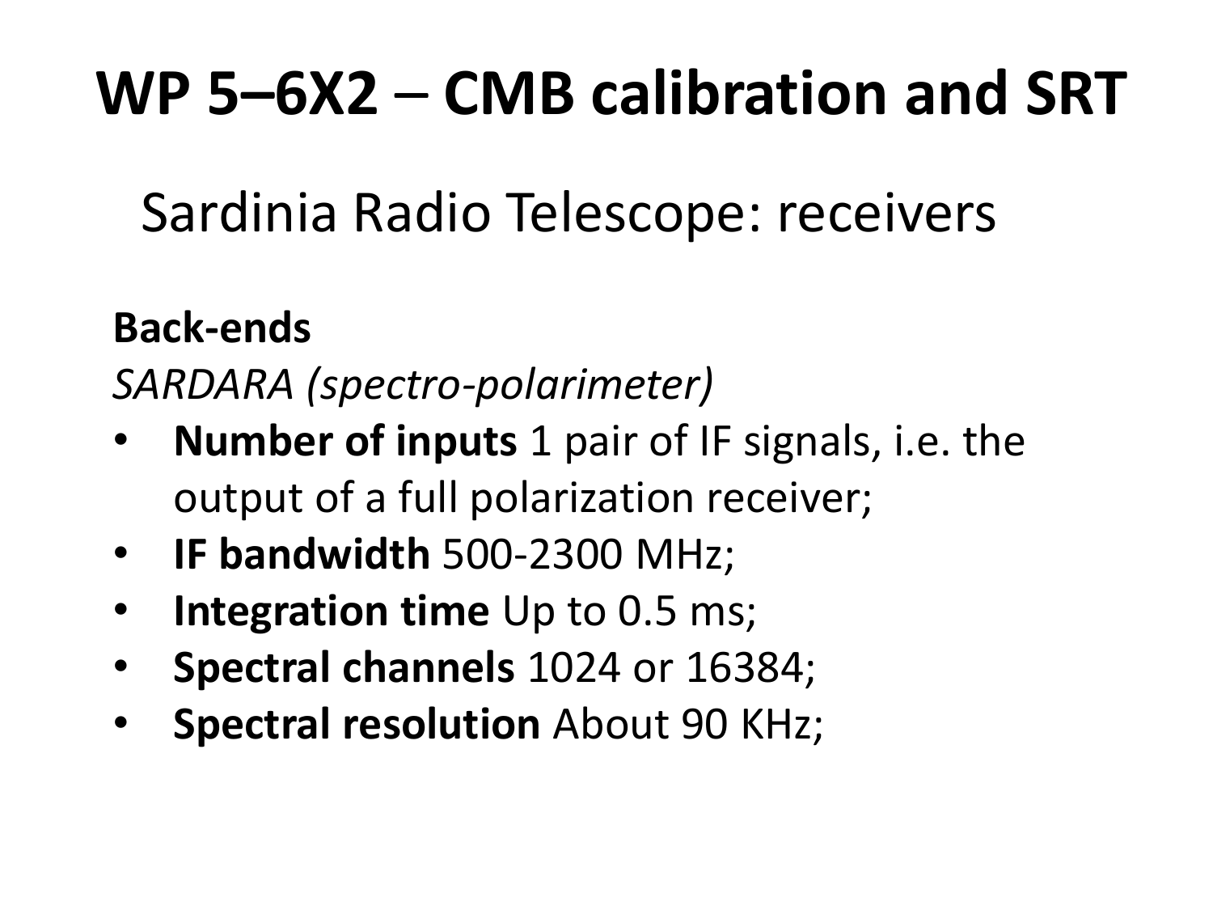# WP 5–6X2 – CMB calibration and SRT

## Sardinia Radio Telescope: receivers

**Back-ends**

*SARDARA (spectro-polarimeter)*

- **Number of inputs** 1 pair of IF signals, i.e. the output of a full polarization receiver;
- **IF bandwidth** 500-2300 MHz;
- **Integration time** Up to 0.5 ms;
- **Spectral channels** 1024 or 16384;
- **Spectral resolution** About 90 KHz;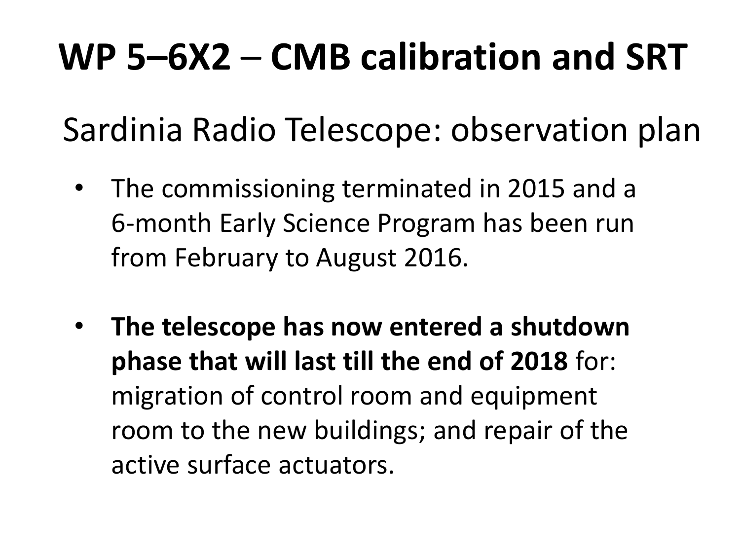# **WP 5–6X2** – **CMB calibration and SRT**

## Sardinia Radio Telescope: observation plan

- The commissioning terminated in 2015 and a 6-month Early Science Program has been run from February to August 2016.

- **The telescope has now entered a shutdown phase that will last till the end of 2018** for: migration of control room and equipment room to the new buildings; and repair of the active surface actuators.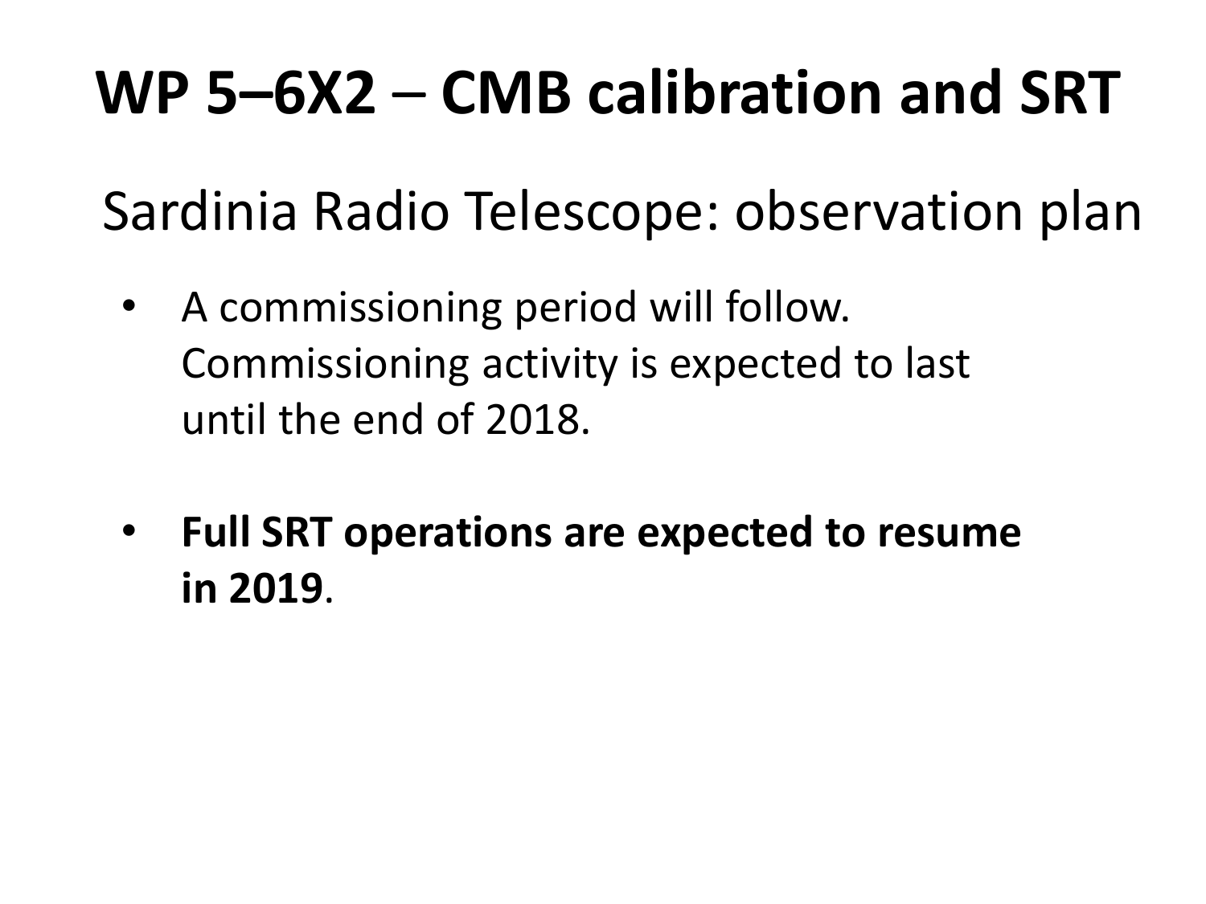# WP 5–6X2 – CMB calibration and SRT

## Sardinia Radio Telescope: observation plan

- A commissioning period will follow. Commissioning activity is expected to last until the end of 2018.

- **Full SRT operations are expected to resume in 2019**.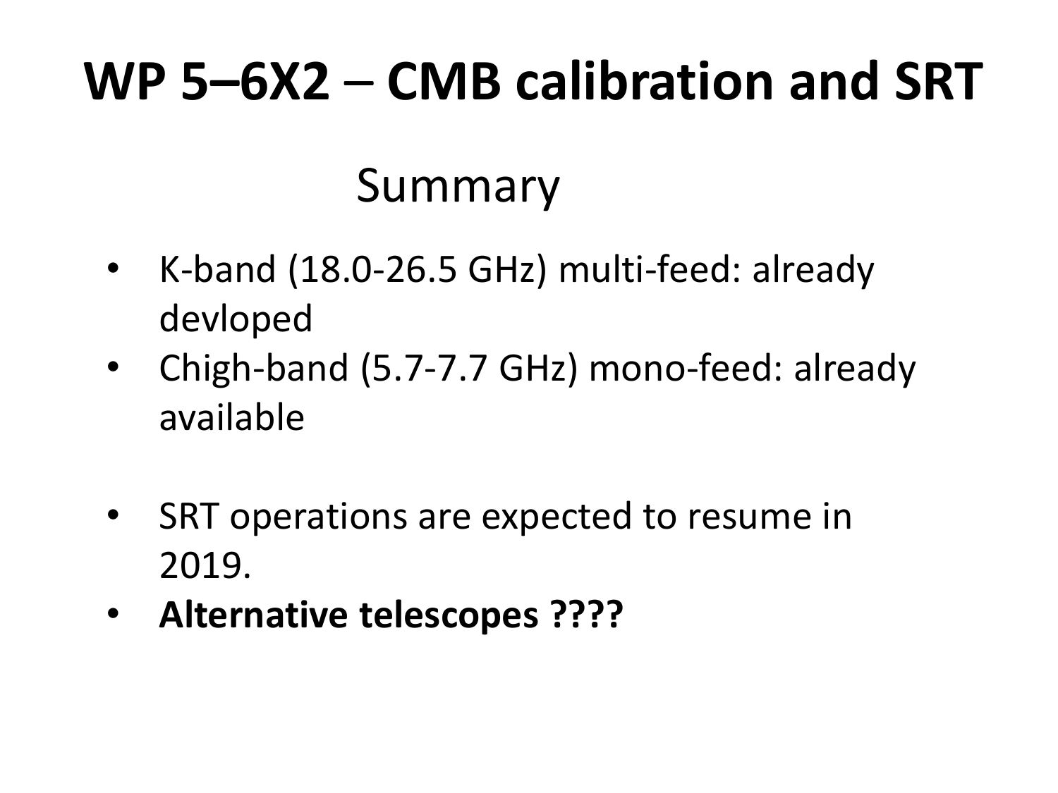# WP 5–6X2 – CMB calibration and SRT

## Summary

- K-band (18.0-26.5 GHz) multi-feed: already devloped
- Chigh-band (5.7-7.7 GHz) mono-feed: already available

- SRT operations are expected to resume in 2019.
- **Alternative telescopes ????**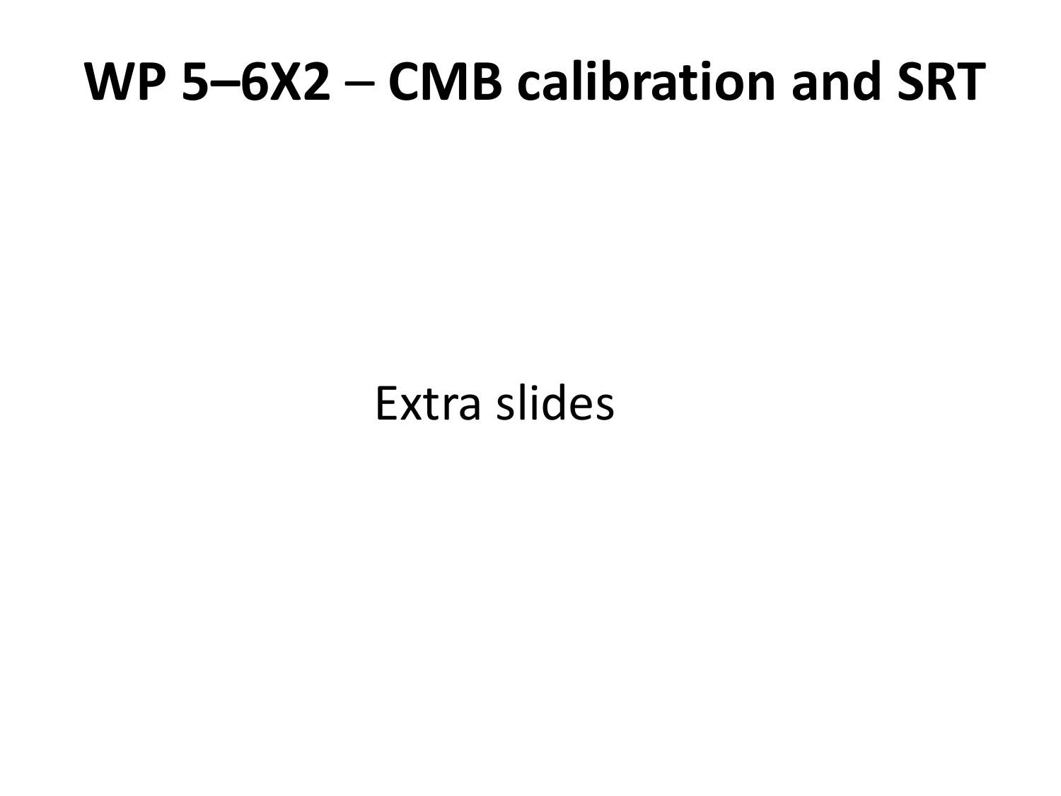# WP 5–6X2 – CMB calibration and SRT

Extra slides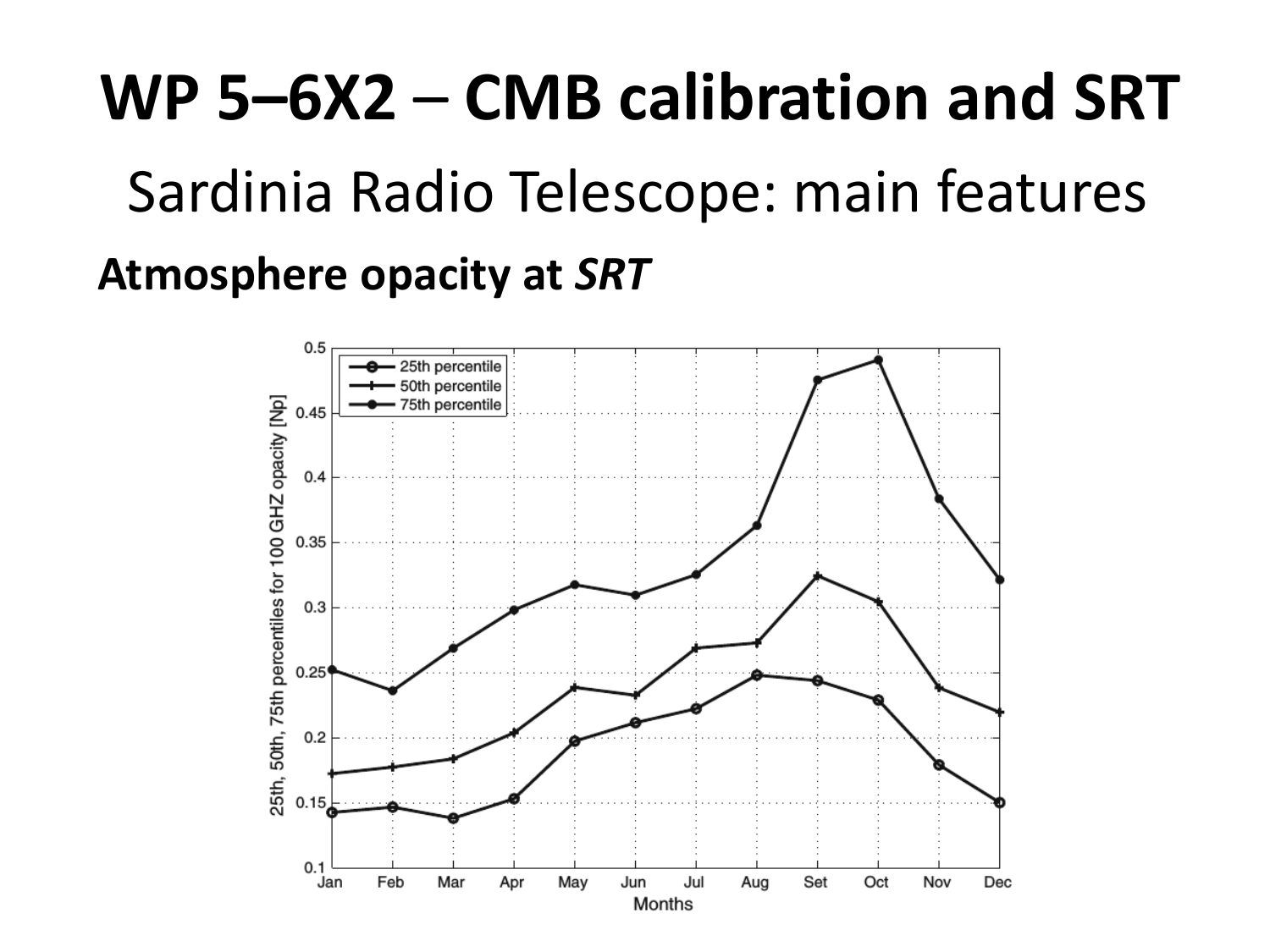# WP 5–6X2 – CMB calibration and SRT

## Sardinia Radio Telescope: main features

### Atmosphere opacity at *SRT*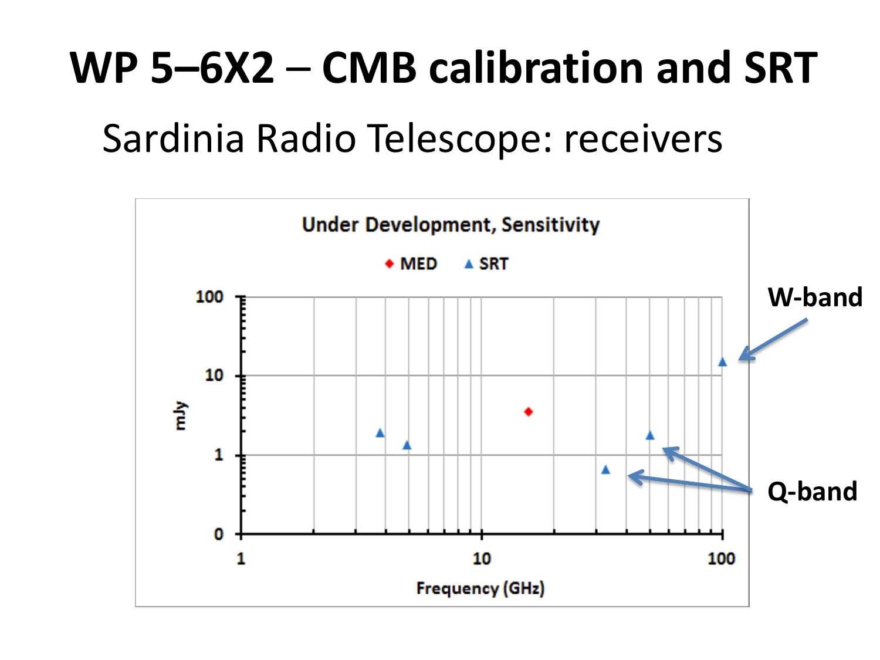# WP 5–6X2 – CMB calibration and SRT

## Sardinia Radio Telescope: receivers

Under Development, Sensitivity

MED

SRT

100

10

1

0

mJy

1

10

100

Frequency (GHz)

W-band

Q-band